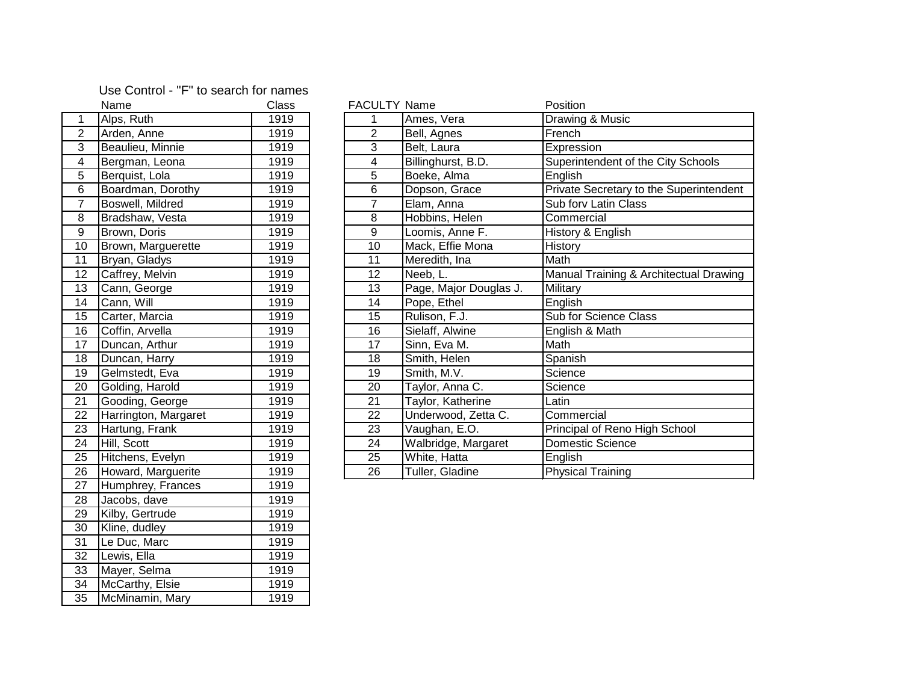Use Control - "F" to search for names

| | Name | Class |
|---|---|---|
| 1 | Alps, Ruth | 1919 |
| 2 | Arden, Anne | 1919 |
| 3 | Beaulieu, Minnie | 1919 |
| 4 | Bergman, Leona | 1919 |
| 5 | Berquist, Lola | 1919 |
| 6 | Boardman, Dorothy | 1919 |
| 7 | Boswell, Mildred | 1919 |
| 8 | Bradshaw, Vesta | 1919 |
| 9 | Brown, Doris | 1919 |
| 10 | Brown, Marguerette | 1919 |
| 11 | Bryan, Gladys | 1919 |
| 12 | Caffrey, Melvin | 1919 |
| 13 | Cann, George | 1919 |
| 14 | Cann, Will | 1919 |
| 15 | Carter, Marcia | 1919 |
| 16 | Coffin, Arvella | 1919 |
| 17 | Duncan, Arthur | 1919 |
| 18 | Duncan, Harry | 1919 |
| 19 | Gelmstedt, Eva | 1919 |
| 20 | Golding, Harold | 1919 |
| 21 | Gooding, George | 1919 |
| 22 | Harrington, Margaret | 1919 |
| 23 | Hartung, Frank | 1919 |
| 24 | Hill, Scott | 1919 |
| 25 | Hitchens, Evelyn | 1919 |
| 26 | Howard, Marguerite | 1919 |
| 27 | Humphrey, Frances | 1919 |
| 28 | Jacobs, dave | 1919 |
| 29 | Kilby, Gertrude | 1919 |
| 30 | Kline, dudley | 1919 |
| 31 | Le Duc, Marc | 1919 |
| 32 | Lewis, Ella | 1919 |
| 33 | Mayer, Selma | 1919 |
| 34 | McCarthy, Elsie | 1919 |
| 35 | McMinamin, Mary | 1919 |

| FACULTY | Name | Position |
|---|---|---|
| 1 | Ames, Vera | Drawing & Music |
| 2 | Bell, Agnes | French |
| 3 | Belt, Laura | Expression |
| 4 | Billinghurst, B.D. | Superintendent of the City Schools |
| 5 | Boeke, Alma | English |
| 6 | Dopson, Grace | Private Secretary to the Superintendent |
| 7 | Elam, Anna | Sub forv Latin Class |
| 8 | Hobbins, Helen | Commercial |
| 9 | Loomis, Anne F. | History & English |
| 10 | Mack, Effie Mona | History |
| 11 | Meredith, Ina | Math |
| 12 | Neeb, L. | Manual Training & Architectual Drawing |
| 13 | Page, Major Douglas J. | Military |
| 14 | Pope, Ethel | English |
| 15 | Rulison, F.J. | Sub for Science Class |
| 16 | Sielaff, Alwine | English & Math |
| 17 | Sinn, Eva M. | Math |
| 18 | Smith, Helen | Spanish |
| 19 | Smith, M.V. | Science |
| 20 | Taylor, Anna C. | Science |
| 21 | Taylor, Katherine | Latin |
| 22 | Underwood, Zetta C. | Commercial |
| 23 | Vaughan, E.O. | Principal of Reno High School |
| 24 | Walbridge, Margaret | Domestic Science |
| 25 | White, Hatta | English |
| 26 | Tuller, Gladine | Physical Training |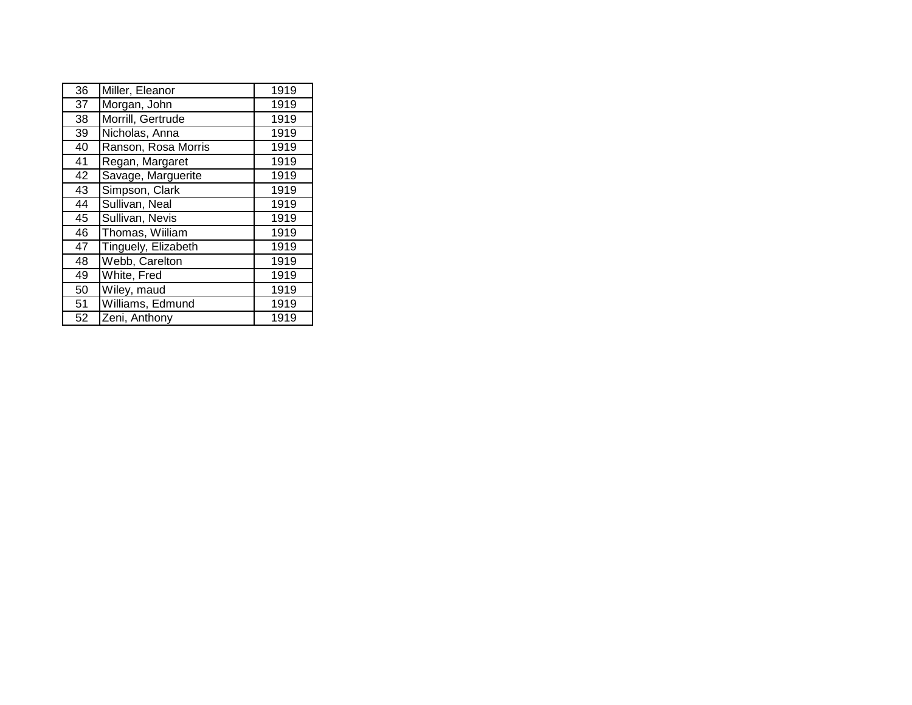| | | |
|---|---|---|
| 36 | Miller, Eleanor | 1919 |
| 37 | Morgan, John | 1919 |
| 38 | Morrill, Gertrude | 1919 |
| 39 | Nicholas, Anna | 1919 |
| 40 | Ranson, Rosa Morris | 1919 |
| 41 | Regan, Margaret | 1919 |
| 42 | Savage, Marguerite | 1919 |
| 43 | Simpson, Clark | 1919 |
| 44 | Sullivan, Neal | 1919 |
| 45 | Sullivan, Nevis | 1919 |
| 46 | Thomas, Wiiliam | 1919 |
| 47 | Tinguely, Elizabeth | 1919 |
| 48 | Webb, Carelton | 1919 |
| 49 | White, Fred | 1919 |
| 50 | Wiley, maud | 1919 |
| 51 | Williams, Edmund | 1919 |
| 52 | Zeni, Anthony | 1919 |